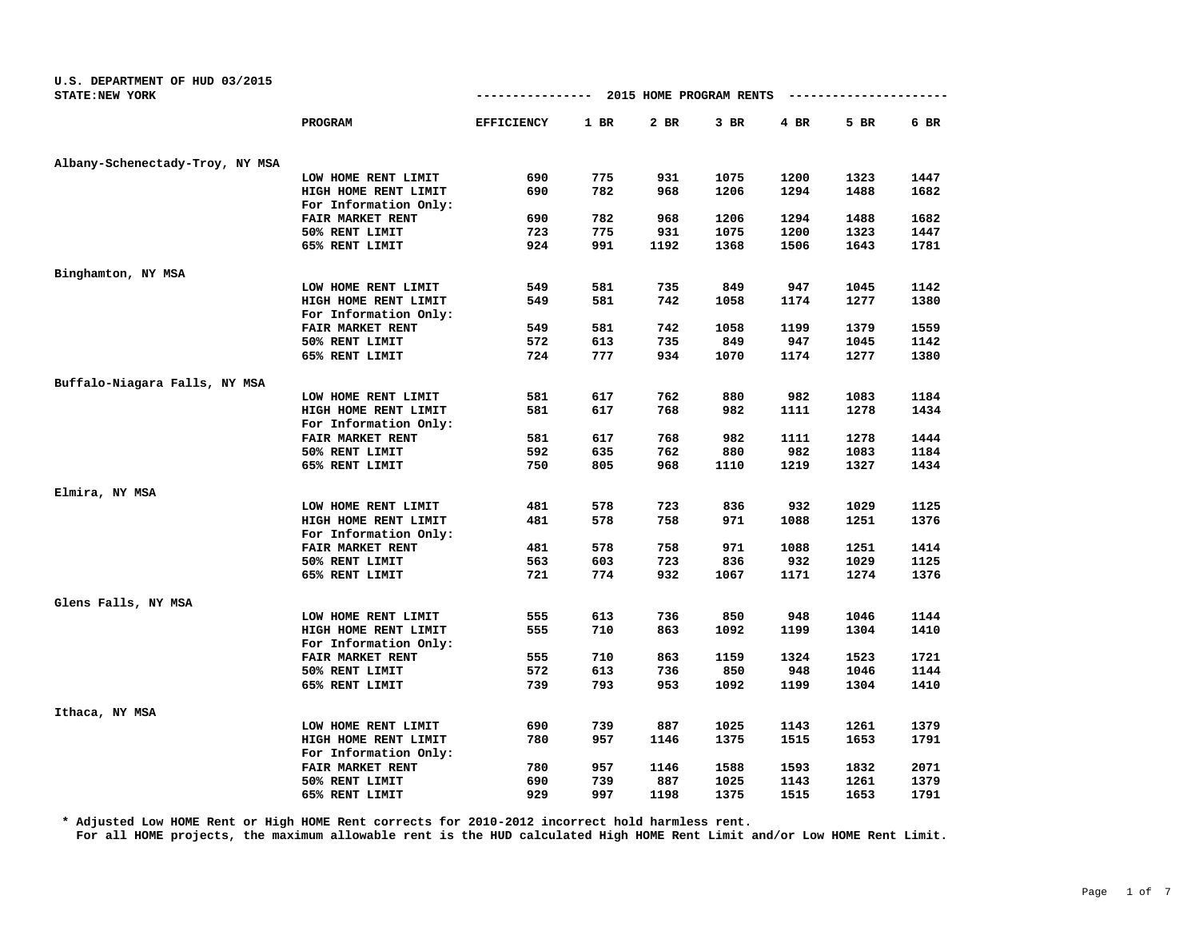U.S. DEPARTMENT OF HUD 03/2015
STATE:NEW YORK

## 2015 HOME PROGRAM RENTS

| | PROGRAM | EFFICIENCY | 1 BR | 2 BR | 3 BR | 4 BR | 5 BR | 6 BR |
|---|---|---|---|---|---|---|---|---|
| Albany-Schenectady-Troy, NY MSA | | | | | | | | |
| | LOW HOME RENT LIMIT | 690 | 775 | 931 | 1075 | 1200 | 1323 | 1447 |
| | HIGH HOME RENT LIMIT | 690 | 782 | 968 | 1206 | 1294 | 1488 | 1682 |
| | For Information Only: | | | | | | | |
| | FAIR MARKET RENT | 690 | 782 | 968 | 1206 | 1294 | 1488 | 1682 |
| | 50% RENT LIMIT | 723 | 775 | 931 | 1075 | 1200 | 1323 | 1447 |
| | 65% RENT LIMIT | 924 | 991 | 1192 | 1368 | 1506 | 1643 | 1781 |
| Binghamton, NY MSA | | | | | | | | |
| | LOW HOME RENT LIMIT | 549 | 581 | 735 | 849 | 947 | 1045 | 1142 |
| | HIGH HOME RENT LIMIT | 549 | 581 | 742 | 1058 | 1174 | 1277 | 1380 |
| | For Information Only: | | | | | | | |
| | FAIR MARKET RENT | 549 | 581 | 742 | 1058 | 1199 | 1379 | 1559 |
| | 50% RENT LIMIT | 572 | 613 | 735 | 849 | 947 | 1045 | 1142 |
| | 65% RENT LIMIT | 724 | 777 | 934 | 1070 | 1174 | 1277 | 1380 |
| Buffalo-Niagara Falls, NY MSA | | | | | | | | |
| | LOW HOME RENT LIMIT | 581 | 617 | 762 | 880 | 982 | 1083 | 1184 |
| | HIGH HOME RENT LIMIT | 581 | 617 | 768 | 982 | 1111 | 1278 | 1434 |
| | For Information Only: | | | | | | | |
| | FAIR MARKET RENT | 581 | 617 | 768 | 982 | 1111 | 1278 | 1444 |
| | 50% RENT LIMIT | 592 | 635 | 762 | 880 | 982 | 1083 | 1184 |
| | 65% RENT LIMIT | 750 | 805 | 968 | 1110 | 1219 | 1327 | 1434 |
| Elmira, NY MSA | | | | | | | | |
| | LOW HOME RENT LIMIT | 481 | 578 | 723 | 836 | 932 | 1029 | 1125 |
| | HIGH HOME RENT LIMIT | 481 | 578 | 758 | 971 | 1088 | 1251 | 1376 |
| | For Information Only: | | | | | | | |
| | FAIR MARKET RENT | 481 | 578 | 758 | 971 | 1088 | 1251 | 1414 |
| | 50% RENT LIMIT | 563 | 603 | 723 | 836 | 932 | 1029 | 1125 |
| | 65% RENT LIMIT | 721 | 774 | 932 | 1067 | 1171 | 1274 | 1376 |
| Glens Falls, NY MSA | | | | | | | | |
| | LOW HOME RENT LIMIT | 555 | 613 | 736 | 850 | 948 | 1046 | 1144 |
| | HIGH HOME RENT LIMIT | 555 | 710 | 863 | 1092 | 1199 | 1304 | 1410 |
| | For Information Only: | | | | | | | |
| | FAIR MARKET RENT | 555 | 710 | 863 | 1159 | 1324 | 1523 | 1721 |
| | 50% RENT LIMIT | 572 | 613 | 736 | 850 | 948 | 1046 | 1144 |
| | 65% RENT LIMIT | 739 | 793 | 953 | 1092 | 1199 | 1304 | 1410 |
| Ithaca, NY MSA | | | | | | | | |
| | LOW HOME RENT LIMIT | 690 | 739 | 887 | 1025 | 1143 | 1261 | 1379 |
| | HIGH HOME RENT LIMIT | 780 | 957 | 1146 | 1375 | 1515 | 1653 | 1791 |
| | For Information Only: | | | | | | | |
| | FAIR MARKET RENT | 780 | 957 | 1146 | 1588 | 1593 | 1832 | 2071 |
| | 50% RENT LIMIT | 690 | 739 | 887 | 1025 | 1143 | 1261 | 1379 |
| | 65% RENT LIMIT | 929 | 997 | 1198 | 1375 | 1515 | 1653 | 1791 |

* Adjusted Low HOME Rent or High HOME Rent corrects for 2010-2012 incorrect hold harmless rent.
For all HOME projects, the maximum allowable rent is the HUD calculated High HOME Rent Limit and/or Low HOME Rent Limit.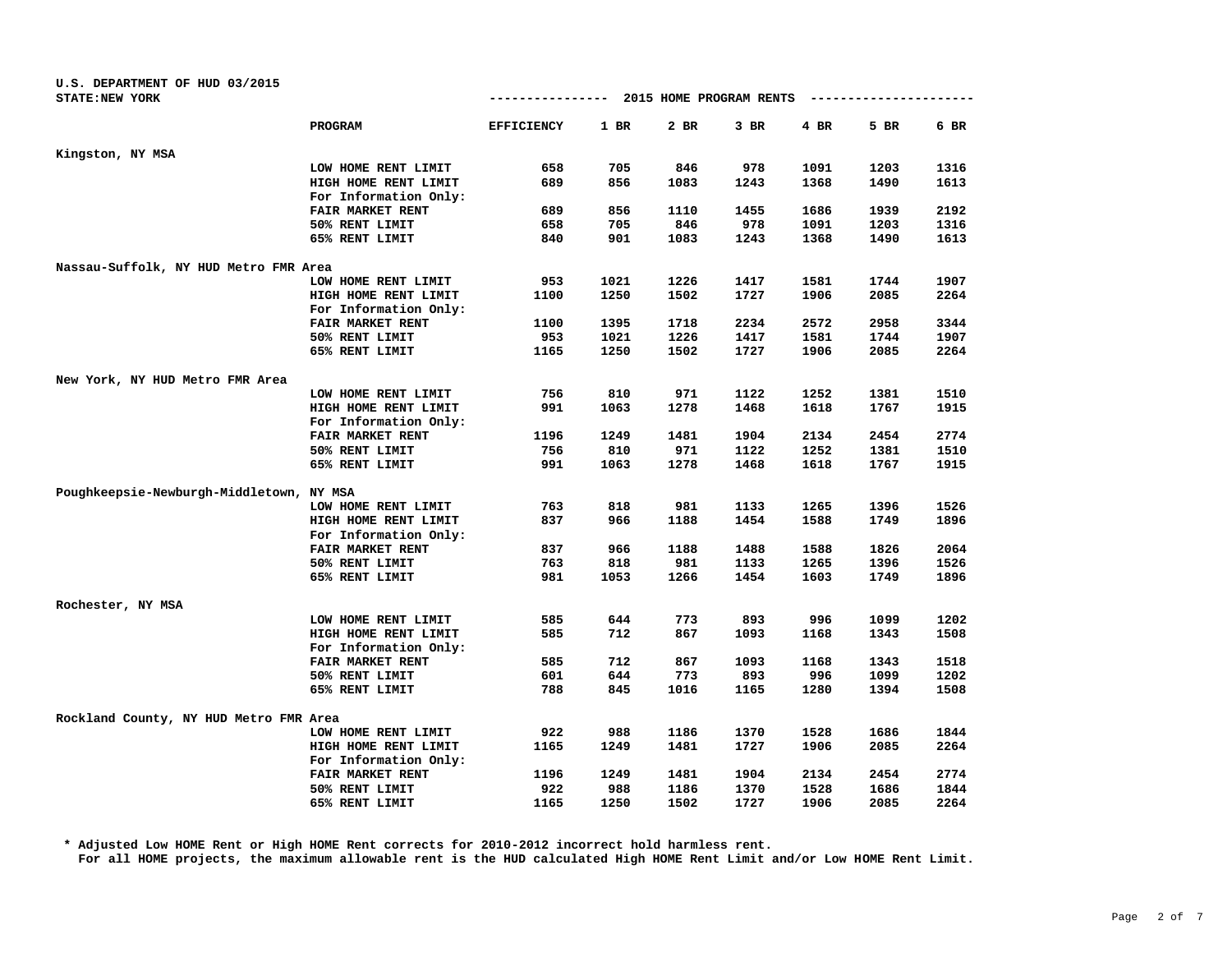U.S. DEPARTMENT OF HUD 03/2015
STATE:NEW YORK

## 2015 HOME PROGRAM RENTS

| | PROGRAM | EFFICIENCY | 1 BR | 2 BR | 3 BR | 4 BR | 5 BR | 6 BR |
|---|---|---|---|---|---|---|---|---|
| Kingston, NY MSA | | | | | | | | |
| | LOW HOME RENT LIMIT | 658 | 705 | 846 | 978 | 1091 | 1203 | 1316 |
| | HIGH HOME RENT LIMIT | 689 | 856 | 1083 | 1243 | 1368 | 1490 | 1613 |
| | For Information Only: | | | | | | | |
| | FAIR MARKET RENT | 689 | 856 | 1110 | 1455 | 1686 | 1939 | 2192 |
| | 50% RENT LIMIT | 658 | 705 | 846 | 978 | 1091 | 1203 | 1316 |
| | 65% RENT LIMIT | 840 | 901 | 1083 | 1243 | 1368 | 1490 | 1613 |
| Nassau-Suffolk, NY HUD Metro FMR Area | | | | | | | | |
| | LOW HOME RENT LIMIT | 953 | 1021 | 1226 | 1417 | 1581 | 1744 | 1907 |
| | HIGH HOME RENT LIMIT | 1100 | 1250 | 1502 | 1727 | 1906 | 2085 | 2264 |
| | For Information Only: | | | | | | | |
| | FAIR MARKET RENT | 1100 | 1395 | 1718 | 2234 | 2572 | 2958 | 3344 |
| | 50% RENT LIMIT | 953 | 1021 | 1226 | 1417 | 1581 | 1744 | 1907 |
| | 65% RENT LIMIT | 1165 | 1250 | 1502 | 1727 | 1906 | 2085 | 2264 |
| New York, NY HUD Metro FMR Area | | | | | | | | |
| | LOW HOME RENT LIMIT | 756 | 810 | 971 | 1122 | 1252 | 1381 | 1510 |
| | HIGH HOME RENT LIMIT | 991 | 1063 | 1278 | 1468 | 1618 | 1767 | 1915 |
| | For Information Only: | | | | | | | |
| | FAIR MARKET RENT | 1196 | 1249 | 1481 | 1904 | 2134 | 2454 | 2774 |
| | 50% RENT LIMIT | 756 | 810 | 971 | 1122 | 1252 | 1381 | 1510 |
| | 65% RENT LIMIT | 991 | 1063 | 1278 | 1468 | 1618 | 1767 | 1915 |
| Poughkeepsie-Newburgh-Middletown, NY MSA | | | | | | | | |
| | LOW HOME RENT LIMIT | 763 | 818 | 981 | 1133 | 1265 | 1396 | 1526 |
| | HIGH HOME RENT LIMIT | 837 | 966 | 1188 | 1454 | 1588 | 1749 | 1896 |
| | For Information Only: | | | | | | | |
| | FAIR MARKET RENT | 837 | 966 | 1188 | 1488 | 1588 | 1826 | 2064 |
| | 50% RENT LIMIT | 763 | 818 | 981 | 1133 | 1265 | 1396 | 1526 |
| | 65% RENT LIMIT | 981 | 1053 | 1266 | 1454 | 1603 | 1749 | 1896 |
| Rochester, NY MSA | | | | | | | | |
| | LOW HOME RENT LIMIT | 585 | 644 | 773 | 893 | 996 | 1099 | 1202 |
| | HIGH HOME RENT LIMIT | 585 | 712 | 867 | 1093 | 1168 | 1343 | 1508 |
| | For Information Only: | | | | | | | |
| | FAIR MARKET RENT | 585 | 712 | 867 | 1093 | 1168 | 1343 | 1518 |
| | 50% RENT LIMIT | 601 | 644 | 773 | 893 | 996 | 1099 | 1202 |
| | 65% RENT LIMIT | 788 | 845 | 1016 | 1165 | 1280 | 1394 | 1508 |
| Rockland County, NY HUD Metro FMR Area | | | | | | | | |
| | LOW HOME RENT LIMIT | 922 | 988 | 1186 | 1370 | 1528 | 1686 | 1844 |
| | HIGH HOME RENT LIMIT | 1165 | 1249 | 1481 | 1727 | 1906 | 2085 | 2264 |
| | For Information Only: | | | | | | | |
| | FAIR MARKET RENT | 1196 | 1249 | 1481 | 1904 | 2134 | 2454 | 2774 |
| | 50% RENT LIMIT | 922 | 988 | 1186 | 1370 | 1528 | 1686 | 1844 |
| | 65% RENT LIMIT | 1165 | 1250 | 1502 | 1727 | 1906 | 2085 | 2264 |

* Adjusted Low HOME Rent or High HOME Rent corrects for 2010-2012 incorrect hold harmless rent.
For all HOME projects, the maximum allowable rent is the HUD calculated High HOME Rent Limit and/or Low HOME Rent Limit.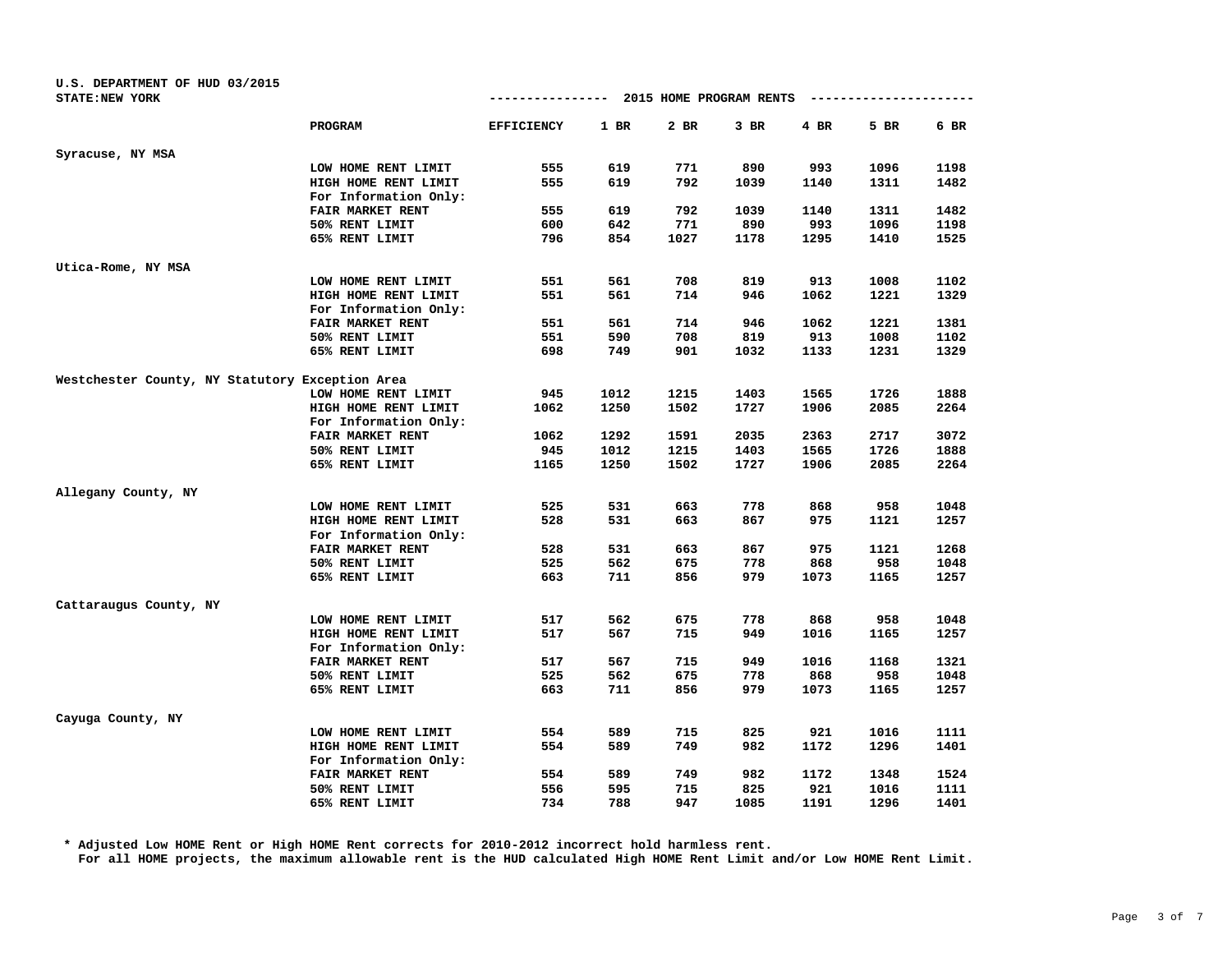U.S. DEPARTMENT OF HUD 03/2015
STATE:NEW YORK

## 2015 HOME PROGRAM RENTS

| | PROGRAM | EFFICIENCY | 1 BR | 2 BR | 3 BR | 4 BR | 5 BR | 6 BR |
|---|---|---|---|---|---|---|---|---|
| **Syracuse, NY MSA** | | | | | | | | |
| | LOW HOME RENT LIMIT | 555 | 619 | 771 | 890 | 993 | 1096 | 1198 |
| | HIGH HOME RENT LIMIT | 555 | 619 | 792 | 1039 | 1140 | 1311 | 1482 |
| | For Information Only: | | | | | | | |
| | FAIR MARKET RENT | 555 | 619 | 792 | 1039 | 1140 | 1311 | 1482 |
| | 50% RENT LIMIT | 600 | 642 | 771 | 890 | 993 | 1096 | 1198 |
| | 65% RENT LIMIT | 796 | 854 | 1027 | 1178 | 1295 | 1410 | 1525 |
| **Utica-Rome, NY MSA** | | | | | | | | |
| | LOW HOME RENT LIMIT | 551 | 561 | 708 | 819 | 913 | 1008 | 1102 |
| | HIGH HOME RENT LIMIT | 551 | 561 | 714 | 946 | 1062 | 1221 | 1329 |
| | For Information Only: | | | | | | | |
| | FAIR MARKET RENT | 551 | 561 | 714 | 946 | 1062 | 1221 | 1381 |
| | 50% RENT LIMIT | 551 | 590 | 708 | 819 | 913 | 1008 | 1102 |
| | 65% RENT LIMIT | 698 | 749 | 901 | 1032 | 1133 | 1231 | 1329 |
| **Westchester County, NY Statutory Exception Area** | | | | | | | | |
| | LOW HOME RENT LIMIT | 945 | 1012 | 1215 | 1403 | 1565 | 1726 | 1888 |
| | HIGH HOME RENT LIMIT | 1062 | 1250 | 1502 | 1727 | 1906 | 2085 | 2264 |
| | For Information Only: | | | | | | | |
| | FAIR MARKET RENT | 1062 | 1292 | 1591 | 2035 | 2363 | 2717 | 3072 |
| | 50% RENT LIMIT | 945 | 1012 | 1215 | 1403 | 1565 | 1726 | 1888 |
| | 65% RENT LIMIT | 1165 | 1250 | 1502 | 1727 | 1906 | 2085 | 2264 |
| **Allegany County, NY** | | | | | | | | |
| | LOW HOME RENT LIMIT | 525 | 531 | 663 | 778 | 868 | 958 | 1048 |
| | HIGH HOME RENT LIMIT | 528 | 531 | 663 | 867 | 975 | 1121 | 1257 |
| | For Information Only: | | | | | | | |
| | FAIR MARKET RENT | 528 | 531 | 663 | 867 | 975 | 1121 | 1268 |
| | 50% RENT LIMIT | 525 | 562 | 675 | 778 | 868 | 958 | 1048 |
| | 65% RENT LIMIT | 663 | 711 | 856 | 979 | 1073 | 1165 | 1257 |
| **Cattaraugus County, NY** | | | | | | | | |
| | LOW HOME RENT LIMIT | 517 | 562 | 675 | 778 | 868 | 958 | 1048 |
| | HIGH HOME RENT LIMIT | 517 | 567 | 715 | 949 | 1016 | 1165 | 1257 |
| | For Information Only: | | | | | | | |
| | FAIR MARKET RENT | 517 | 567 | 715 | 949 | 1016 | 1168 | 1321 |
| | 50% RENT LIMIT | 525 | 562 | 675 | 778 | 868 | 958 | 1048 |
| | 65% RENT LIMIT | 663 | 711 | 856 | 979 | 1073 | 1165 | 1257 |
| **Cayuga County, NY** | | | | | | | | |
| | LOW HOME RENT LIMIT | 554 | 589 | 715 | 825 | 921 | 1016 | 1111 |
| | HIGH HOME RENT LIMIT | 554 | 589 | 749 | 982 | 1172 | 1296 | 1401 |
| | For Information Only: | | | | | | | |
| | FAIR MARKET RENT | 554 | 589 | 749 | 982 | 1172 | 1348 | 1524 |
| | 50% RENT LIMIT | 556 | 595 | 715 | 825 | 921 | 1016 | 1111 |
| | 65% RENT LIMIT | 734 | 788 | 947 | 1085 | 1191 | 1296 | 1401 |

\* Adjusted Low HOME Rent or High HOME Rent corrects for 2010-2012 incorrect hold harmless rent.
For all HOME projects, the maximum allowable rent is the HUD calculated High HOME Rent Limit and/or Low HOME Rent Limit.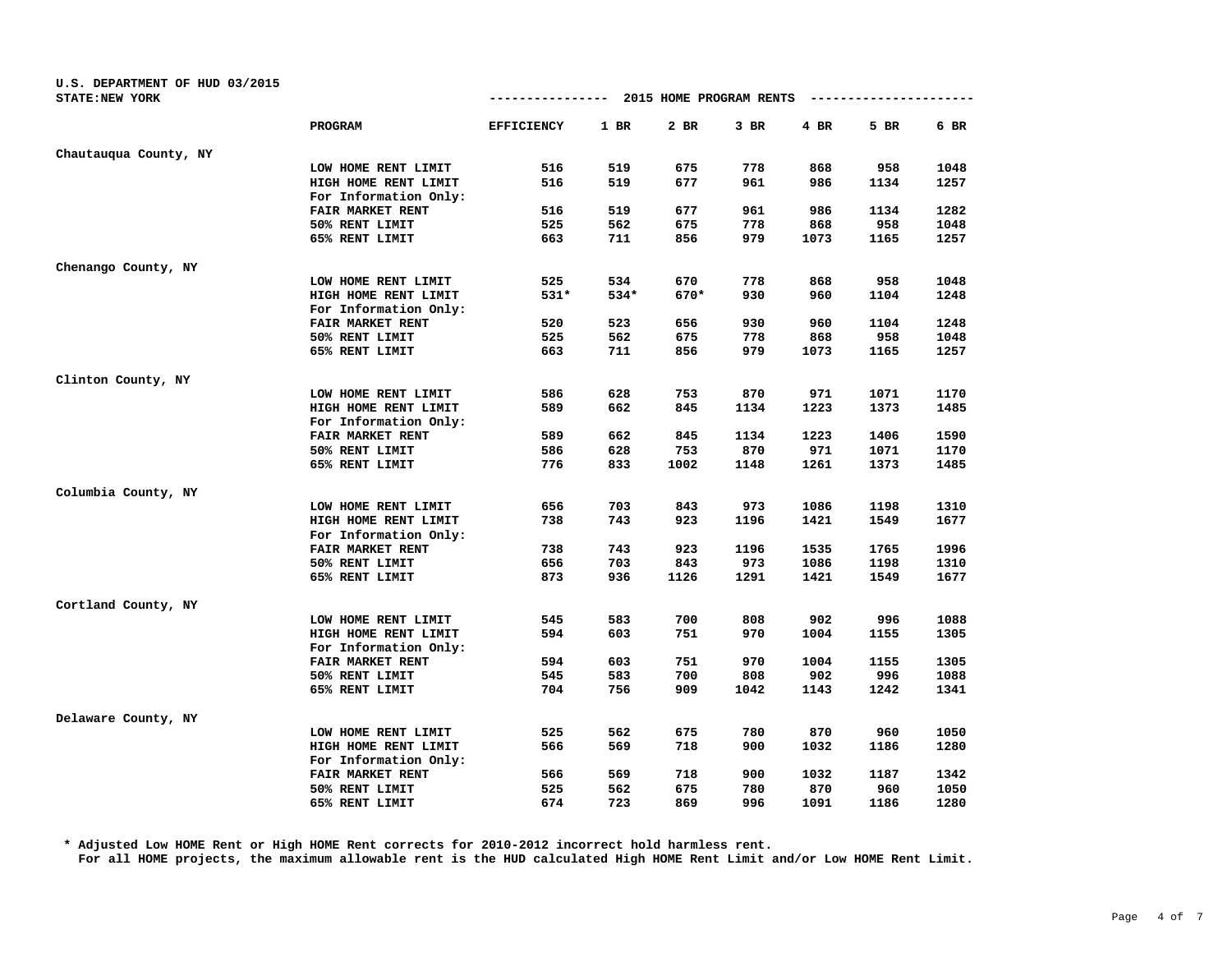U.S. DEPARTMENT OF HUD 03/2015
STATE:NEW YORK

## 2015 HOME PROGRAM RENTS

| | PROGRAM | EFFICIENCY | 1 BR | 2 BR | 3 BR | 4 BR | 5 BR | 6 BR |
|---|---|---|---|---|---|---|---|---|
| Chautauqua County, NY | | | | | | | | |
| | LOW HOME RENT LIMIT | 516 | 519 | 675 | 778 | 868 | 958 | 1048 |
| | HIGH HOME RENT LIMIT | 516 | 519 | 677 | 961 | 986 | 1134 | 1257 |
| | For Information Only: | | | | | | | |
| | FAIR MARKET RENT | 516 | 519 | 677 | 961 | 986 | 1134 | 1282 |
| | 50% RENT LIMIT | 525 | 562 | 675 | 778 | 868 | 958 | 1048 |
| | 65% RENT LIMIT | 663 | 711 | 856 | 979 | 1073 | 1165 | 1257 |
| Chenango County, NY | | | | | | | | |
| | LOW HOME RENT LIMIT | 525 | 534 | 670 | 778 | 868 | 958 | 1048 |
| | HIGH HOME RENT LIMIT | 531* | 534* | 670* | 930 | 960 | 1104 | 1248 |
| | For Information Only: | | | | | | | |
| | FAIR MARKET RENT | 520 | 523 | 656 | 930 | 960 | 1104 | 1248 |
| | 50% RENT LIMIT | 525 | 562 | 675 | 778 | 868 | 958 | 1048 |
| | 65% RENT LIMIT | 663 | 711 | 856 | 979 | 1073 | 1165 | 1257 |
| Clinton County, NY | | | | | | | | |
| | LOW HOME RENT LIMIT | 586 | 628 | 753 | 870 | 971 | 1071 | 1170 |
| | HIGH HOME RENT LIMIT | 589 | 662 | 845 | 1134 | 1223 | 1373 | 1485 |
| | For Information Only: | | | | | | | |
| | FAIR MARKET RENT | 589 | 662 | 845 | 1134 | 1223 | 1406 | 1590 |
| | 50% RENT LIMIT | 586 | 628 | 753 | 870 | 971 | 1071 | 1170 |
| | 65% RENT LIMIT | 776 | 833 | 1002 | 1148 | 1261 | 1373 | 1485 |
| Columbia County, NY | | | | | | | | |
| | LOW HOME RENT LIMIT | 656 | 703 | 843 | 973 | 1086 | 1198 | 1310 |
| | HIGH HOME RENT LIMIT | 738 | 743 | 923 | 1196 | 1421 | 1549 | 1677 |
| | For Information Only: | | | | | | | |
| | FAIR MARKET RENT | 738 | 743 | 923 | 1196 | 1535 | 1765 | 1996 |
| | 50% RENT LIMIT | 656 | 703 | 843 | 973 | 1086 | 1198 | 1310 |
| | 65% RENT LIMIT | 873 | 936 | 1126 | 1291 | 1421 | 1549 | 1677 |
| Cortland County, NY | | | | | | | | |
| | LOW HOME RENT LIMIT | 545 | 583 | 700 | 808 | 902 | 996 | 1088 |
| | HIGH HOME RENT LIMIT | 594 | 603 | 751 | 970 | 1004 | 1155 | 1305 |
| | For Information Only: | | | | | | | |
| | FAIR MARKET RENT | 594 | 603 | 751 | 970 | 1004 | 1155 | 1305 |
| | 50% RENT LIMIT | 545 | 583 | 700 | 808 | 902 | 996 | 1088 |
| | 65% RENT LIMIT | 704 | 756 | 909 | 1042 | 1143 | 1242 | 1341 |
| Delaware County, NY | | | | | | | | |
| | LOW HOME RENT LIMIT | 525 | 562 | 675 | 780 | 870 | 960 | 1050 |
| | HIGH HOME RENT LIMIT | 566 | 569 | 718 | 900 | 1032 | 1186 | 1280 |
| | For Information Only: | | | | | | | |
| | FAIR MARKET RENT | 566 | 569 | 718 | 900 | 1032 | 1187 | 1342 |
| | 50% RENT LIMIT | 525 | 562 | 675 | 780 | 870 | 960 | 1050 |
| | 65% RENT LIMIT | 674 | 723 | 869 | 996 | 1091 | 1186 | 1280 |

* Adjusted Low HOME Rent or High HOME Rent corrects for 2010-2012 incorrect hold harmless rent.
For all HOME projects, the maximum allowable rent is the HUD calculated High HOME Rent Limit and/or Low HOME Rent Limit.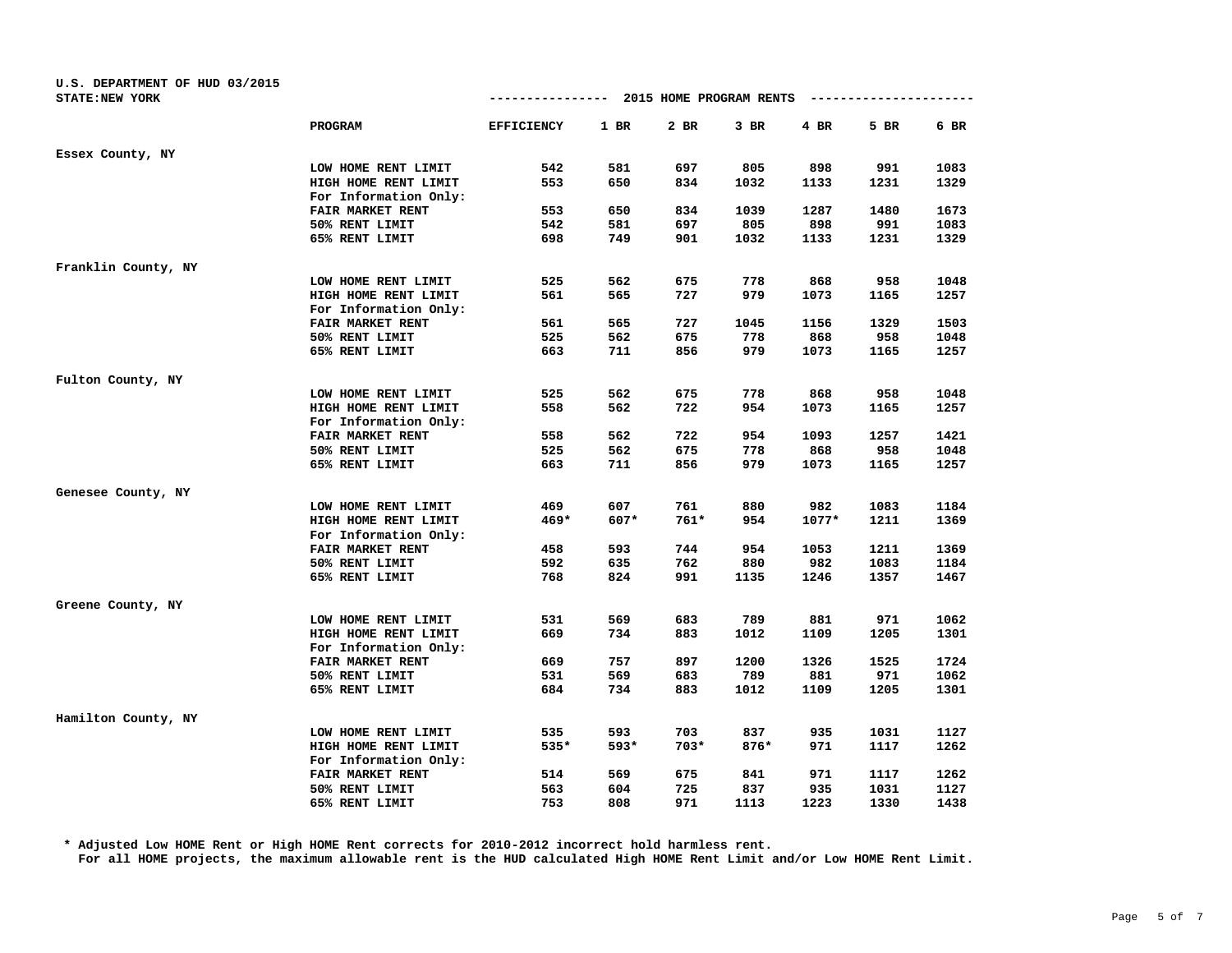U.S. DEPARTMENT OF HUD 03/2015
STATE:NEW YORK

2015 HOME PROGRAM RENTS

| | PROGRAM | EFFICIENCY | 1 BR | 2 BR | 3 BR | 4 BR | 5 BR | 6 BR |
|---|---|---|---|---|---|---|---|---|
| Essex County, NY | | | | | | | | |
| | LOW HOME RENT LIMIT | 542 | 581 | 697 | 805 | 898 | 991 | 1083 |
| | HIGH HOME RENT LIMIT | 553 | 650 | 834 | 1032 | 1133 | 1231 | 1329 |
| | For Information Only: | | | | | | | |
| | FAIR MARKET RENT | 553 | 650 | 834 | 1039 | 1287 | 1480 | 1673 |
| | 50% RENT LIMIT | 542 | 581 | 697 | 805 | 898 | 991 | 1083 |
| | 65% RENT LIMIT | 698 | 749 | 901 | 1032 | 1133 | 1231 | 1329 |
| Franklin County, NY | | | | | | | | |
| | LOW HOME RENT LIMIT | 525 | 562 | 675 | 778 | 868 | 958 | 1048 |
| | HIGH HOME RENT LIMIT | 561 | 565 | 727 | 979 | 1073 | 1165 | 1257 |
| | For Information Only: | | | | | | | |
| | FAIR MARKET RENT | 561 | 565 | 727 | 1045 | 1156 | 1329 | 1503 |
| | 50% RENT LIMIT | 525 | 562 | 675 | 778 | 868 | 958 | 1048 |
| | 65% RENT LIMIT | 663 | 711 | 856 | 979 | 1073 | 1165 | 1257 |
| Fulton County, NY | | | | | | | | |
| | LOW HOME RENT LIMIT | 525 | 562 | 675 | 778 | 868 | 958 | 1048 |
| | HIGH HOME RENT LIMIT | 558 | 562 | 722 | 954 | 1073 | 1165 | 1257 |
| | For Information Only: | | | | | | | |
| | FAIR MARKET RENT | 558 | 562 | 722 | 954 | 1093 | 1257 | 1421 |
| | 50% RENT LIMIT | 525 | 562 | 675 | 778 | 868 | 958 | 1048 |
| | 65% RENT LIMIT | 663 | 711 | 856 | 979 | 1073 | 1165 | 1257 |
| Genesee County, NY | | | | | | | | |
| | LOW HOME RENT LIMIT | 469 | 607 | 761 | 880 | 982 | 1083 | 1184 |
| | HIGH HOME RENT LIMIT | 469* | 607* | 761* | 954 | 1077* | 1211 | 1369 |
| | For Information Only: | | | | | | | |
| | FAIR MARKET RENT | 458 | 593 | 744 | 954 | 1053 | 1211 | 1369 |
| | 50% RENT LIMIT | 592 | 635 | 762 | 880 | 982 | 1083 | 1184 |
| | 65% RENT LIMIT | 768 | 824 | 991 | 1135 | 1246 | 1357 | 1467 |
| Greene County, NY | | | | | | | | |
| | LOW HOME RENT LIMIT | 531 | 569 | 683 | 789 | 881 | 971 | 1062 |
| | HIGH HOME RENT LIMIT | 669 | 734 | 883 | 1012 | 1109 | 1205 | 1301 |
| | For Information Only: | | | | | | | |
| | FAIR MARKET RENT | 669 | 757 | 897 | 1200 | 1326 | 1525 | 1724 |
| | 50% RENT LIMIT | 531 | 569 | 683 | 789 | 881 | 971 | 1062 |
| | 65% RENT LIMIT | 684 | 734 | 883 | 1012 | 1109 | 1205 | 1301 |
| Hamilton County, NY | | | | | | | | |
| | LOW HOME RENT LIMIT | 535 | 593 | 703 | 837 | 935 | 1031 | 1127 |
| | HIGH HOME RENT LIMIT | 535* | 593* | 703* | 876* | 971 | 1117 | 1262 |
| | For Information Only: | | | | | | | |
| | FAIR MARKET RENT | 514 | 569 | 675 | 841 | 971 | 1117 | 1262 |
| | 50% RENT LIMIT | 563 | 604 | 725 | 837 | 935 | 1031 | 1127 |
| | 65% RENT LIMIT | 753 | 808 | 971 | 1113 | 1223 | 1330 | 1438 |

\* Adjusted Low HOME Rent or High HOME Rent corrects for 2010-2012 incorrect hold harmless rent.
For all HOME projects, the maximum allowable rent is the HUD calculated High HOME Rent Limit and/or Low HOME Rent Limit.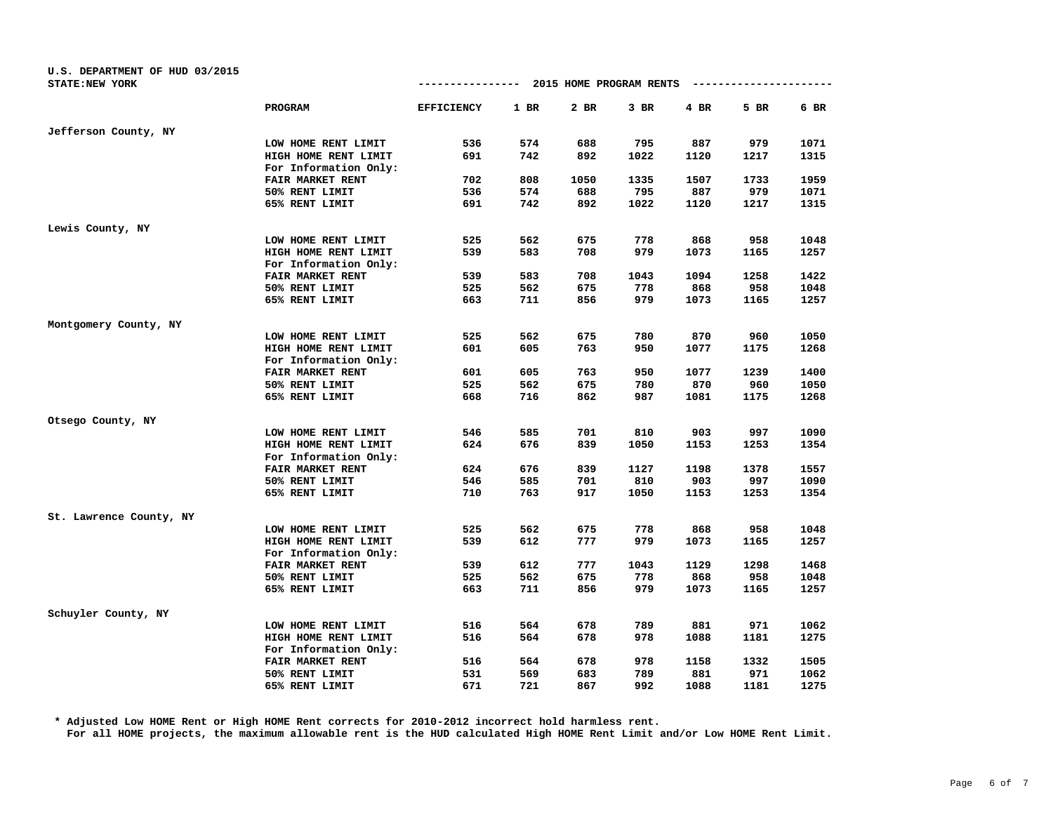U.S. DEPARTMENT OF HUD 03/2015
STATE:NEW YORK

## 2015 HOME PROGRAM RENTS

| | PROGRAM | EFFICIENCY | 1 BR | 2 BR | 3 BR | 4 BR | 5 BR | 6 BR |
|---|---|---|---|---|---|---|---|---|
| Jefferson County, NY | | | | | | | | |
| | LOW HOME RENT LIMIT | 536 | 574 | 688 | 795 | 887 | 979 | 1071 |
| | HIGH HOME RENT LIMIT | 691 | 742 | 892 | 1022 | 1120 | 1217 | 1315 |
| | For Information Only: | | | | | | | |
| | FAIR MARKET RENT | 702 | 808 | 1050 | 1335 | 1507 | 1733 | 1959 |
| | 50% RENT LIMIT | 536 | 574 | 688 | 795 | 887 | 979 | 1071 |
| | 65% RENT LIMIT | 691 | 742 | 892 | 1022 | 1120 | 1217 | 1315 |
| Lewis County, NY | | | | | | | | |
| | LOW HOME RENT LIMIT | 525 | 562 | 675 | 778 | 868 | 958 | 1048 |
| | HIGH HOME RENT LIMIT | 539 | 583 | 708 | 979 | 1073 | 1165 | 1257 |
| | For Information Only: | | | | | | | |
| | FAIR MARKET RENT | 539 | 583 | 708 | 1043 | 1094 | 1258 | 1422 |
| | 50% RENT LIMIT | 525 | 562 | 675 | 778 | 868 | 958 | 1048 |
| | 65% RENT LIMIT | 663 | 711 | 856 | 979 | 1073 | 1165 | 1257 |
| Montgomery County, NY | | | | | | | | |
| | LOW HOME RENT LIMIT | 525 | 562 | 675 | 780 | 870 | 960 | 1050 |
| | HIGH HOME RENT LIMIT | 601 | 605 | 763 | 950 | 1077 | 1175 | 1268 |
| | For Information Only: | | | | | | | |
| | FAIR MARKET RENT | 601 | 605 | 763 | 950 | 1077 | 1239 | 1400 |
| | 50% RENT LIMIT | 525 | 562 | 675 | 780 | 870 | 960 | 1050 |
| | 65% RENT LIMIT | 668 | 716 | 862 | 987 | 1081 | 1175 | 1268 |
| Otsego County, NY | | | | | | | | |
| | LOW HOME RENT LIMIT | 546 | 585 | 701 | 810 | 903 | 997 | 1090 |
| | HIGH HOME RENT LIMIT | 624 | 676 | 839 | 1050 | 1153 | 1253 | 1354 |
| | For Information Only: | | | | | | | |
| | FAIR MARKET RENT | 624 | 676 | 839 | 1127 | 1198 | 1378 | 1557 |
| | 50% RENT LIMIT | 546 | 585 | 701 | 810 | 903 | 997 | 1090 |
| | 65% RENT LIMIT | 710 | 763 | 917 | 1050 | 1153 | 1253 | 1354 |
| St. Lawrence County, NY | | | | | | | | |
| | LOW HOME RENT LIMIT | 525 | 562 | 675 | 778 | 868 | 958 | 1048 |
| | HIGH HOME RENT LIMIT | 539 | 612 | 777 | 979 | 1073 | 1165 | 1257 |
| | For Information Only: | | | | | | | |
| | FAIR MARKET RENT | 539 | 612 | 777 | 1043 | 1129 | 1298 | 1468 |
| | 50% RENT LIMIT | 525 | 562 | 675 | 778 | 868 | 958 | 1048 |
| | 65% RENT LIMIT | 663 | 711 | 856 | 979 | 1073 | 1165 | 1257 |
| Schuyler County, NY | | | | | | | | |
| | LOW HOME RENT LIMIT | 516 | 564 | 678 | 789 | 881 | 971 | 1062 |
| | HIGH HOME RENT LIMIT | 516 | 564 | 678 | 978 | 1088 | 1181 | 1275 |
| | For Information Only: | | | | | | | |
| | FAIR MARKET RENT | 516 | 564 | 678 | 978 | 1158 | 1332 | 1505 |
| | 50% RENT LIMIT | 531 | 569 | 683 | 789 | 881 | 971 | 1062 |
| | 65% RENT LIMIT | 671 | 721 | 867 | 992 | 1088 | 1181 | 1275 |

* Adjusted Low HOME Rent or High HOME Rent corrects for 2010-2012 incorrect hold harmless rent.
For all HOME projects, the maximum allowable rent is the HUD calculated High HOME Rent Limit and/or Low HOME Rent Limit.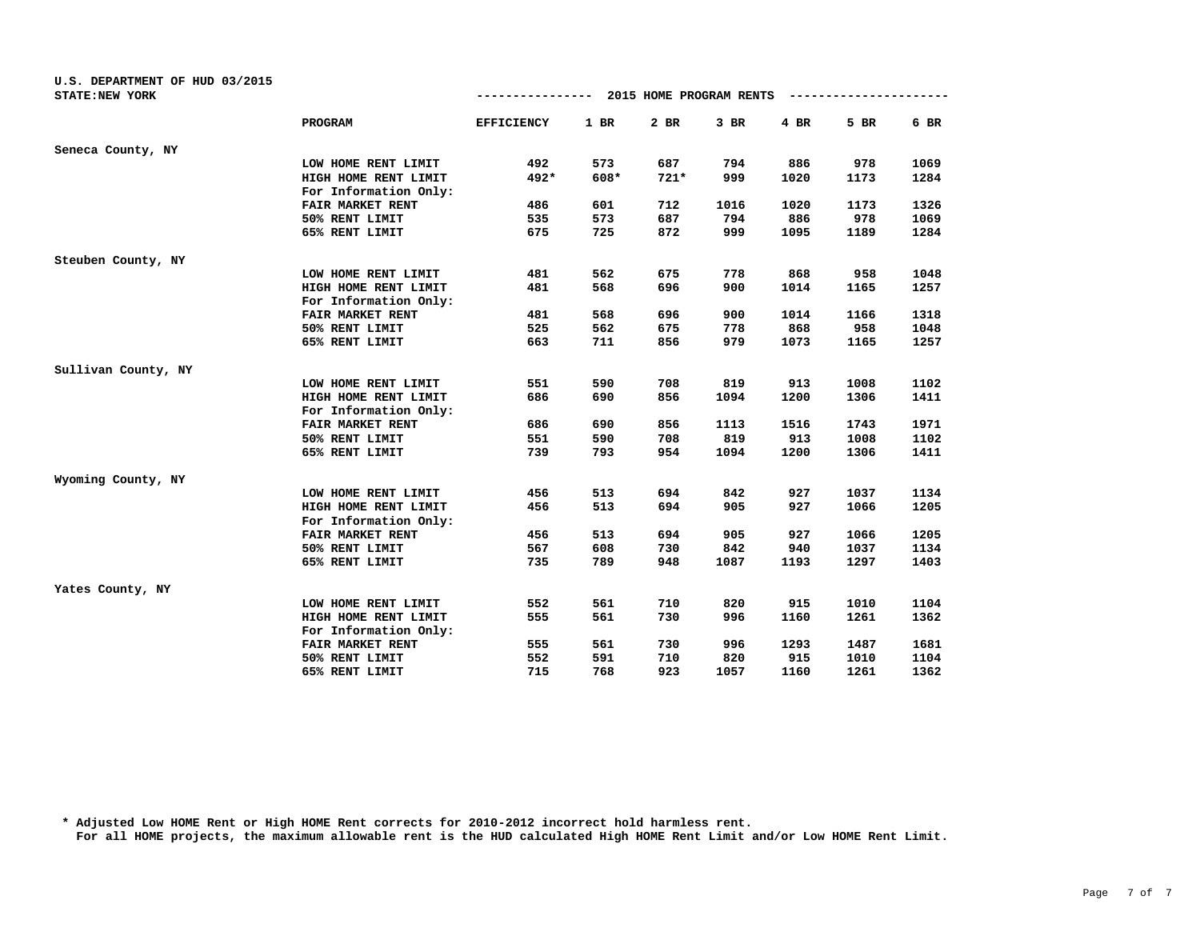U.S. DEPARTMENT OF HUD 03/2015
STATE:NEW YORK

## 2015 HOME PROGRAM RENTS

| | PROGRAM | EFFICIENCY | 1 BR | 2 BR | 3 BR | 4 BR | 5 BR | 6 BR |
|---|---|---|---|---|---|---|---|---|
| Seneca County, NY | | | | | | | | |
| | LOW HOME RENT LIMIT | 492 | 573 | 687 | 794 | 886 | 978 | 1069 |
| | HIGH HOME RENT LIMIT | 492* | 608* | 721* | 999 | 1020 | 1173 | 1284 |
| | For Information Only: | | | | | | | |
| | FAIR MARKET RENT | 486 | 601 | 712 | 1016 | 1020 | 1173 | 1326 |
| | 50% RENT LIMIT | 535 | 573 | 687 | 794 | 886 | 978 | 1069 |
| | 65% RENT LIMIT | 675 | 725 | 872 | 999 | 1095 | 1189 | 1284 |
| Steuben County, NY | | | | | | | | |
| | LOW HOME RENT LIMIT | 481 | 562 | 675 | 778 | 868 | 958 | 1048 |
| | HIGH HOME RENT LIMIT | 481 | 568 | 696 | 900 | 1014 | 1165 | 1257 |
| | For Information Only: | | | | | | | |
| | FAIR MARKET RENT | 481 | 568 | 696 | 900 | 1014 | 1166 | 1318 |
| | 50% RENT LIMIT | 525 | 562 | 675 | 778 | 868 | 958 | 1048 |
| | 65% RENT LIMIT | 663 | 711 | 856 | 979 | 1073 | 1165 | 1257 |
| Sullivan County, NY | | | | | | | | |
| | LOW HOME RENT LIMIT | 551 | 590 | 708 | 819 | 913 | 1008 | 1102 |
| | HIGH HOME RENT LIMIT | 686 | 690 | 856 | 1094 | 1200 | 1306 | 1411 |
| | For Information Only: | | | | | | | |
| | FAIR MARKET RENT | 686 | 690 | 856 | 1113 | 1516 | 1743 | 1971 |
| | 50% RENT LIMIT | 551 | 590 | 708 | 819 | 913 | 1008 | 1102 |
| | 65% RENT LIMIT | 739 | 793 | 954 | 1094 | 1200 | 1306 | 1411 |
| Wyoming County, NY | | | | | | | | |
| | LOW HOME RENT LIMIT | 456 | 513 | 694 | 842 | 927 | 1037 | 1134 |
| | HIGH HOME RENT LIMIT | 456 | 513 | 694 | 905 | 927 | 1066 | 1205 |
| | For Information Only: | | | | | | | |
| | FAIR MARKET RENT | 456 | 513 | 694 | 905 | 927 | 1066 | 1205 |
| | 50% RENT LIMIT | 567 | 608 | 730 | 842 | 940 | 1037 | 1134 |
| | 65% RENT LIMIT | 735 | 789 | 948 | 1087 | 1193 | 1297 | 1403 |
| Yates County, NY | | | | | | | | |
| | LOW HOME RENT LIMIT | 552 | 561 | 710 | 820 | 915 | 1010 | 1104 |
| | HIGH HOME RENT LIMIT | 555 | 561 | 730 | 996 | 1160 | 1261 | 1362 |
| | For Information Only: | | | | | | | |
| | FAIR MARKET RENT | 555 | 561 | 730 | 996 | 1293 | 1487 | 1681 |
| | 50% RENT LIMIT | 552 | 591 | 710 | 820 | 915 | 1010 | 1104 |
| | 65% RENT LIMIT | 715 | 768 | 923 | 1057 | 1160 | 1261 | 1362 |

* Adjusted Low HOME Rent or High HOME Rent corrects for 2010-2012 incorrect hold harmless rent.
For all HOME projects, the maximum allowable rent is the HUD calculated High HOME Rent Limit and/or Low HOME Rent Limit.